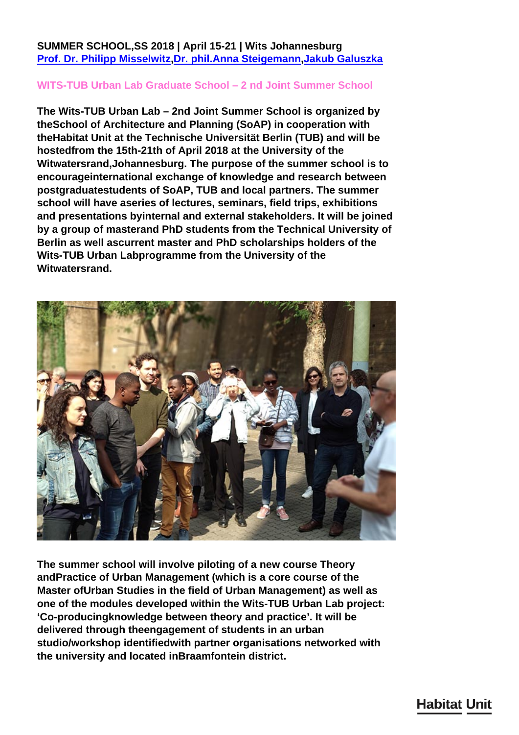**SUMMER SCHOOL,SS 2018 | April 15-21 | Wits Johannesburg**
**Prof. Dr. Philipp Misselwitz,Dr. phil.Anna Steigemann,Jakub Galuszka**

## WITS-TUB Urban Lab Graduate School – 2 nd Joint Summer School

**The Wits-TUB Urban Lab – 2nd Joint Summer School is organized by theSchool of Architecture and Planning (SoAP) in cooperation with theHabitat Unit at the Technische Universität Berlin (TUB) and will be hostedfrom the 15th-21th of April 2018 at the University of the Witwatersrand,Johannesburg. The purpose of the summer school is to encourageinternational exchange of knowledge and research between postgraduatestudents of SoAP, TUB and local partners. The summer school will have aseries of lectures, seminars, field trips, exhibitions and presentations byinternal and external stakeholders. It will be joined by a group of masterand PhD students from the Technical University of Berlin as well ascurrent master and PhD scholarships holders of the Wits-TUB Urban Labprogramme from the University of the Witwatersrand.**

**The summer school will involve piloting of a new course Theory andPractice of Urban Management (which is a core course of the Master ofUrban Studies in the field of Urban Management) as well as one of the modules developed within the Wits-TUB Urban Lab project: 'Co-producingknowledge between theory and practice'. It will be delivered through theengagement of students in an urban studio/workshop identifiedwith partner organisations networked with the university and located inBraamfontein district.**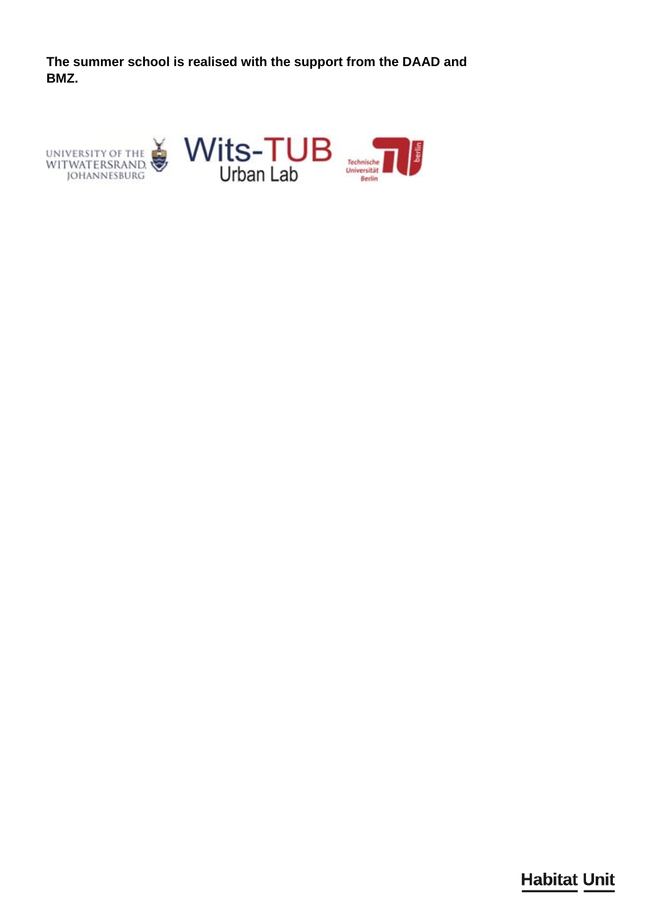**The summer school is realised with the support from the DAAD and BMZ.**

UNIVERSITY OF THE WITWATERSRAND, JOHANNESBURG

Wits-TUB Urban Lab

Technische Universität Berlin

Habitat Unit